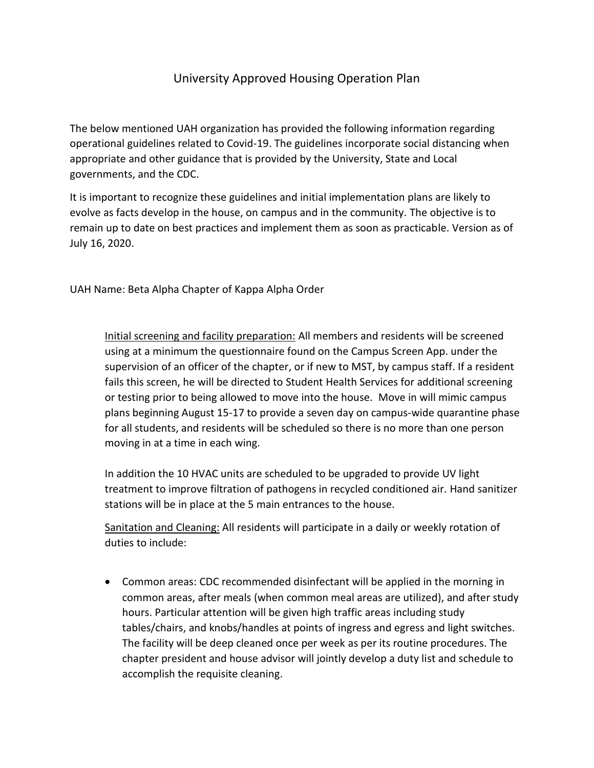# University Approved Housing Operation Plan

The below mentioned UAH organization has provided the following information regarding operational guidelines related to Covid-19. The guidelines incorporate social distancing when appropriate and other guidance that is provided by the University, State and Local governments, and the CDC.

It is important to recognize these guidelines and initial implementation plans are likely to evolve as facts develop in the house, on campus and in the community. The objective is to remain up to date on best practices and implement them as soon as practicable. Version as of July 16, 2020.

UAH Name: Beta Alpha Chapter of Kappa Alpha Order

<u>Initial screening and facility preparation:</u> All members and residents will be screened using at a minimum the questionnaire found on the Campus Screen App. under the supervision of an officer of the chapter, or if new to MST, by campus staff. If a resident fails this screen, he will be directed to Student Health Services for additional screening or testing prior to being allowed to move into the house. Move in will mimic campus plans beginning August 15-17 to provide a seven day on campus-wide quarantine phase for all students, and residents will be scheduled so there is no more than one person moving in at a time in each wing.

In addition the 10 HVAC units are scheduled to be upgraded to provide UV light treatment to improve filtration of pathogens in recycled conditioned air. Hand sanitizer stations will be in place at the 5 main entrances to the house.

<u>Sanitation and Cleaning:</u> All residents will participate in a daily or weekly rotation of duties to include:

- Common areas: CDC recommended disinfectant will be applied in the morning in common areas, after meals (when common meal areas are utilized), and after study hours. Particular attention will be given high traffic areas including study tables/chairs, and knobs/handles at points of ingress and egress and light switches. The facility will be deep cleaned once per week as per its routine procedures. The chapter president and house advisor will jointly develop a duty list and schedule to accomplish the requisite cleaning.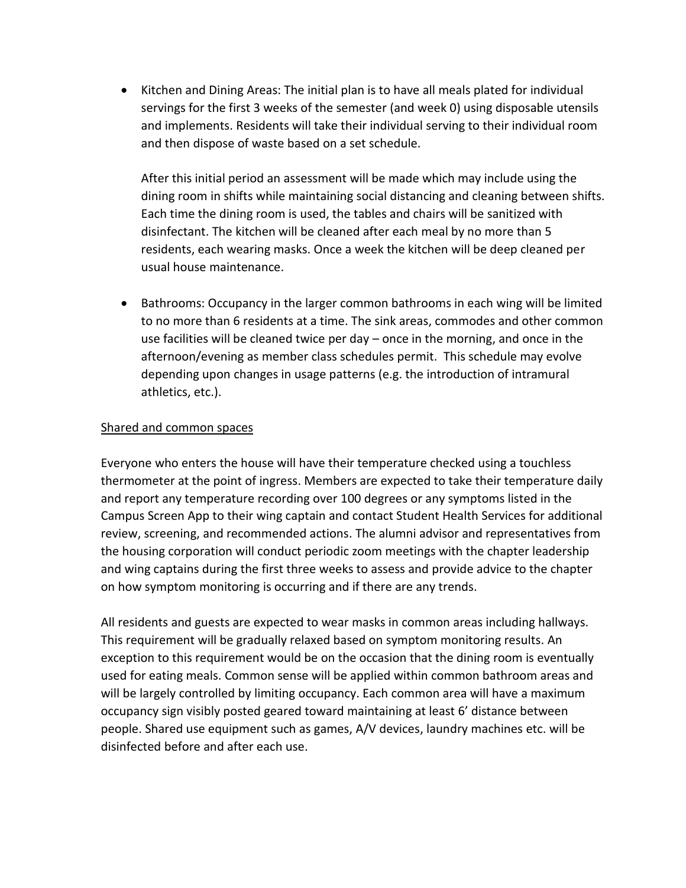- Kitchen and Dining Areas: The initial plan is to have all meals plated for individual servings for the first 3 weeks of the semester (and week 0) using disposable utensils and implements. Residents will take their individual serving to their individual room and then dispose of waste based on a set schedule.

  After this initial period an assessment will be made which may include using the dining room in shifts while maintaining social distancing and cleaning between shifts. Each time the dining room is used, the tables and chairs will be sanitized with disinfectant. The kitchen will be cleaned after each meal by no more than 5 residents, each wearing masks. Once a week the kitchen will be deep cleaned per usual house maintenance.

- Bathrooms: Occupancy in the larger common bathrooms in each wing will be limited to no more than 6 residents at a time. The sink areas, commodes and other common use facilities will be cleaned twice per day – once in the morning, and once in the afternoon/evening as member class schedules permit. This schedule may evolve depending upon changes in usage patterns (e.g. the introduction of intramural athletics, etc.).

<u>Shared and common spaces</u>

Everyone who enters the house will have their temperature checked using a touchless thermometer at the point of ingress. Members are expected to take their temperature daily and report any temperature recording over 100 degrees or any symptoms listed in the Campus Screen App to their wing captain and contact Student Health Services for additional review, screening, and recommended actions. The alumni advisor and representatives from the housing corporation will conduct periodic zoom meetings with the chapter leadership and wing captains during the first three weeks to assess and provide advice to the chapter on how symptom monitoring is occurring and if there are any trends.

All residents and guests are expected to wear masks in common areas including hallways. This requirement will be gradually relaxed based on symptom monitoring results. An exception to this requirement would be on the occasion that the dining room is eventually used for eating meals. Common sense will be applied within common bathroom areas and will be largely controlled by limiting occupancy. Each common area will have a maximum occupancy sign visibly posted geared toward maintaining at least 6' distance between people. Shared use equipment such as games, A/V devices, laundry machines etc. will be disinfected before and after each use.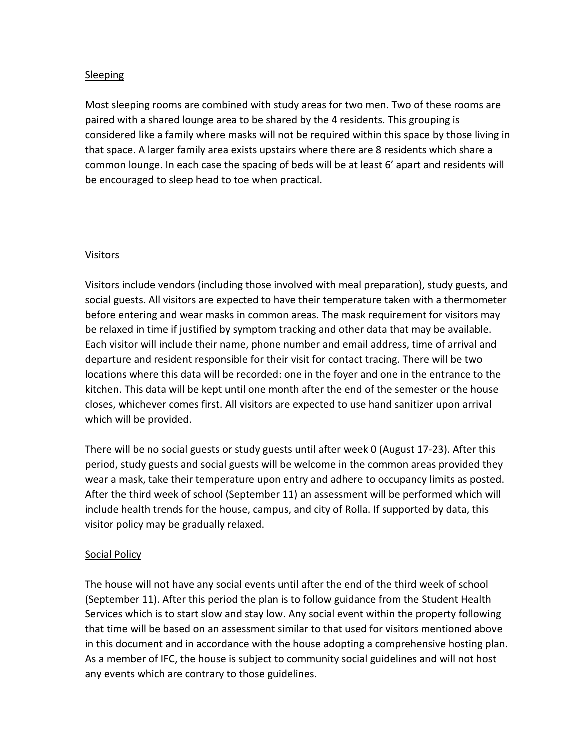## Sleeping

Most sleeping rooms are combined with study areas for two men. Two of these rooms are paired with a shared lounge area to be shared by the 4 residents. This grouping is considered like a family where masks will not be required within this space by those living in that space. A larger family area exists upstairs where there are 8 residents which share a common lounge. In each case the spacing of beds will be at least 6' apart and residents will be encouraged to sleep head to toe when practical.

## Visitors

Visitors include vendors (including those involved with meal preparation), study guests, and social guests. All visitors are expected to have their temperature taken with a thermometer before entering and wear masks in common areas. The mask requirement for visitors may be relaxed in time if justified by symptom tracking and other data that may be available. Each visitor will include their name, phone number and email address, time of arrival and departure and resident responsible for their visit for contact tracing. There will be two locations where this data will be recorded: one in the foyer and one in the entrance to the kitchen. This data will be kept until one month after the end of the semester or the house closes, whichever comes first. All visitors are expected to use hand sanitizer upon arrival which will be provided.

There will be no social guests or study guests until after week 0 (August 17-23). After this period, study guests and social guests will be welcome in the common areas provided they wear a mask, take their temperature upon entry and adhere to occupancy limits as posted. After the third week of school (September 11) an assessment will be performed which will include health trends for the house, campus, and city of Rolla. If supported by data, this visitor policy may be gradually relaxed.

## Social Policy

The house will not have any social events until after the end of the third week of school (September 11). After this period the plan is to follow guidance from the Student Health Services which is to start slow and stay low. Any social event within the property following that time will be based on an assessment similar to that used for visitors mentioned above in this document and in accordance with the house adopting a comprehensive hosting plan. As a member of IFC, the house is subject to community social guidelines and will not host any events which are contrary to those guidelines.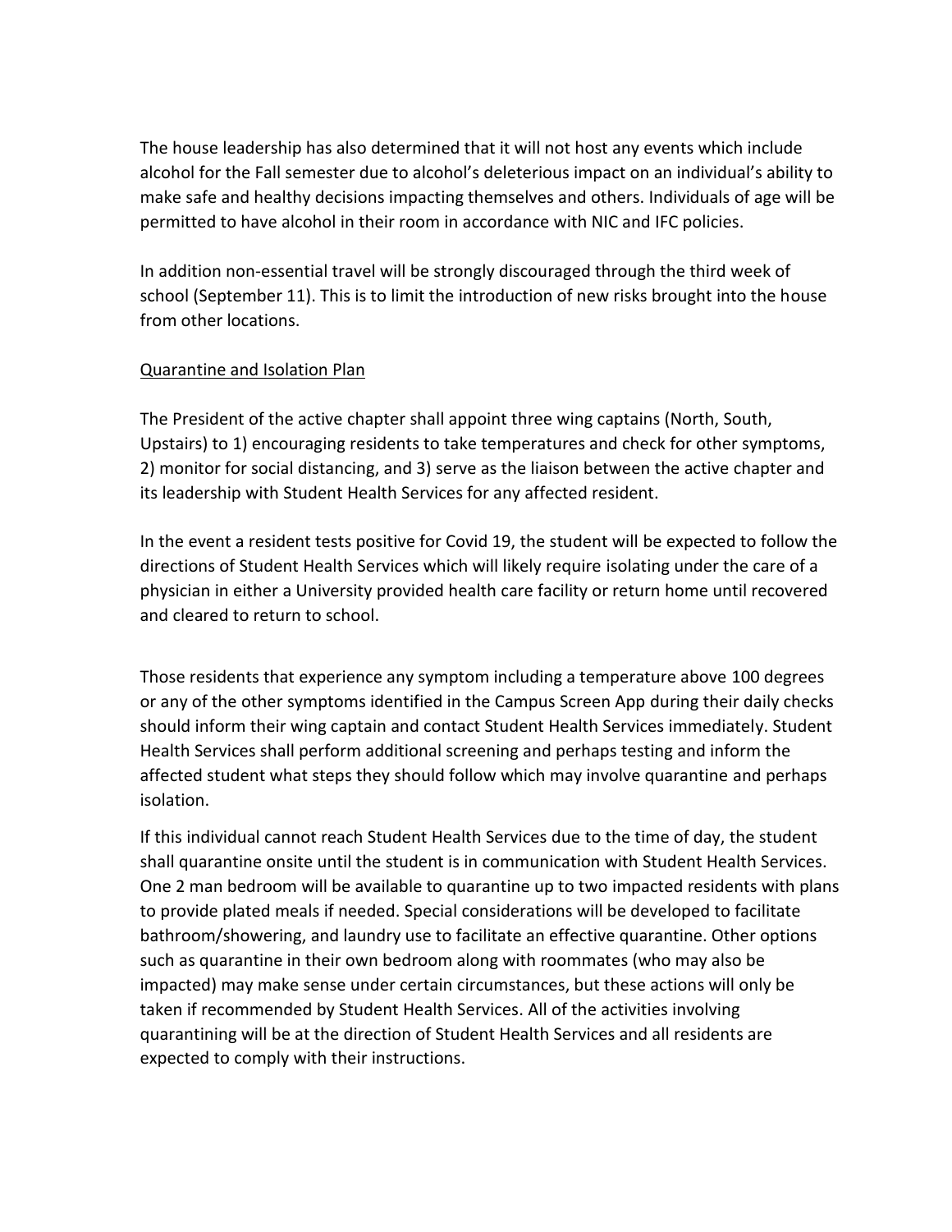The house leadership has also determined that it will not host any events which include alcohol for the Fall semester due to alcohol's deleterious impact on an individual's ability to make safe and healthy decisions impacting themselves and others. Individuals of age will be permitted to have alcohol in their room in accordance with NIC and IFC policies.

In addition non-essential travel will be strongly discouraged through the third week of school (September 11). This is to limit the introduction of new risks brought into the house from other locations.

<u>Quarantine and Isolation Plan</u>

The President of the active chapter shall appoint three wing captains (North, South, Upstairs) to 1) encouraging residents to take temperatures and check for other symptoms, 2) monitor for social distancing, and 3) serve as the liaison between the active chapter and its leadership with Student Health Services for any affected resident.

In the event a resident tests positive for Covid 19, the student will be expected to follow the directions of Student Health Services which will likely require isolating under the care of a physician in either a University provided health care facility or return home until recovered and cleared to return to school.

Those residents that experience any symptom including a temperature above 100 degrees or any of the other symptoms identified in the Campus Screen App during their daily checks should inform their wing captain and contact Student Health Services immediately. Student Health Services shall perform additional screening and perhaps testing and inform the affected student what steps they should follow which may involve quarantine and perhaps isolation.

If this individual cannot reach Student Health Services due to the time of day, the student shall quarantine onsite until the student is in communication with Student Health Services. One 2 man bedroom will be available to quarantine up to two impacted residents with plans to provide plated meals if needed. Special considerations will be developed to facilitate bathroom/showering, and laundry use to facilitate an effective quarantine. Other options such as quarantine in their own bedroom along with roommates (who may also be impacted) may make sense under certain circumstances, but these actions will only be taken if recommended by Student Health Services. All of the activities involving quarantining will be at the direction of Student Health Services and all residents are expected to comply with their instructions.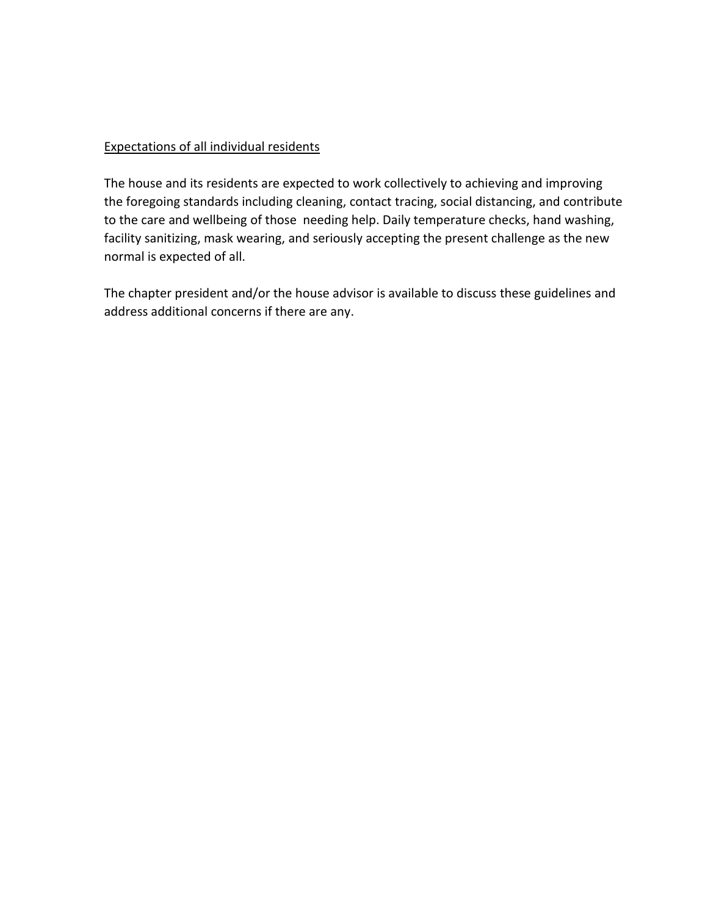Expectations of all individual residents

The house and its residents are expected to work collectively to achieving and improving the foregoing standards including cleaning, contact tracing, social distancing, and contribute to the care and wellbeing of those needing help. Daily temperature checks, hand washing, facility sanitizing, mask wearing, and seriously accepting the present challenge as the new normal is expected of all.

The chapter president and/or the house advisor is available to discuss these guidelines and address additional concerns if there are any.